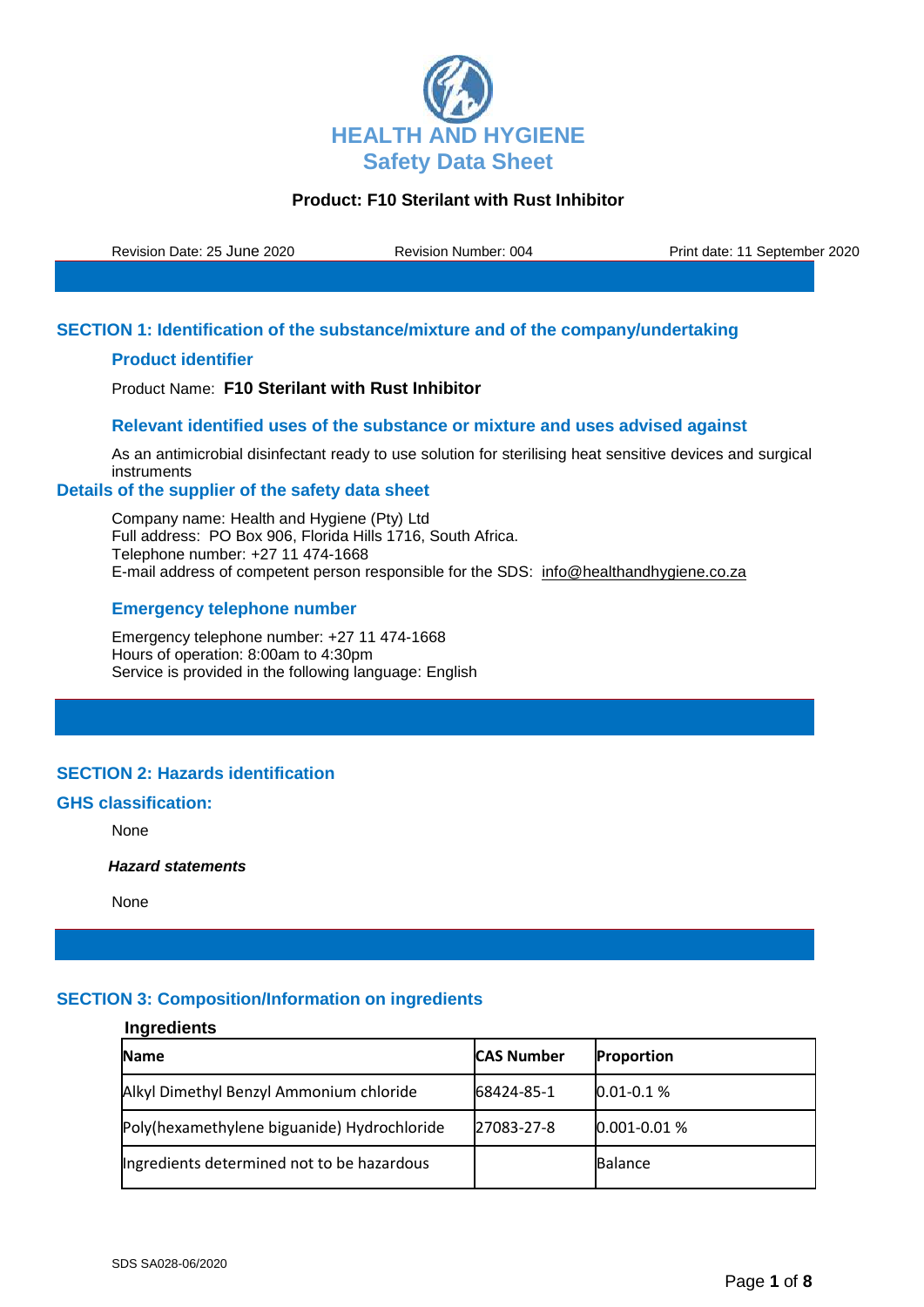# HEALTH AND HYGIENE
## Safety Data Sheet

**Product: F10 Sterilant with Rust Inhibitor**

Revision Date: 25 June 2020 | Revision Number: 004 | Print date: 11 September 2020

## SECTION 1: Identification of the substance/mixture and of the company/undertaking

### Product identifier

Product Name: **F10 Sterilant with Rust Inhibitor**

### Relevant identified uses of the substance or mixture and uses advised against

As an antimicrobial disinfectant ready to use solution for sterilising heat sensitive devices and surgical instruments

### Details of the supplier of the safety data sheet

Company name: Health and Hygiene (Pty) Ltd
Full address: PO Box 906, Florida Hills 1716, South Africa.
Telephone number: +27 11 474-1668
E-mail address of competent person responsible for the SDS: info@healthandhygiene.co.za

### Emergency telephone number

Emergency telephone number: +27 11 474-1668
Hours of operation: 8:00am to 4:30pm
Service is provided in the following language: English

## SECTION 2: Hazards identification

### GHS classification:

None

***Hazard statements***

None

## SECTION 3: Composition/Information on ingredients

**Ingredients**

| **Name** | **CAS Number** | **Proportion** |
|---|---|---|
| Alkyl Dimethyl Benzyl Ammonium chloride | 68424-85-1 | 0.01-0.1 % |
| Poly(hexamethylene biguanide) Hydrochloride | 27083-27-8 | 0.001-0.01 % |
| Ingredients determined not to be hazardous | | Balance |

SDS SA028-06/2020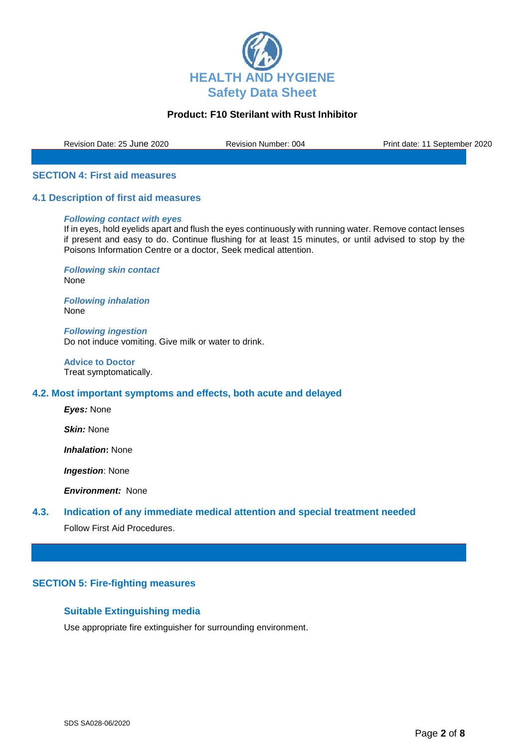## SECTION 4: First aid measures

### 4.1 Description of first aid measures

***Following contact with eyes***
If in eyes, hold eyelids apart and flush the eyes continuously with running water. Remove contact lenses if present and easy to do. Continue flushing for at least 15 minutes, or until advised to stop by the Poisons Information Centre or a doctor, Seek medical attention.

***Following skin contact***
None

***Following inhalation***
None

***Following ingestion***
Do not induce vomiting. Give milk or water to drink.

**Advice to Doctor**
Treat symptomatically.

### 4.2. Most important symptoms and effects, both acute and delayed

***Eyes:*** None

***Skin:*** None

***Inhalation*:** None

***Ingestion***: None

***Environment:*** None

### 4.3. Indication of any immediate medical attention and special treatment needed

Follow First Aid Procedures.

## SECTION 5: Fire-fighting measures

### Suitable Extinguishing media

Use appropriate fire extinguisher for surrounding environment.

SDS SA028-06/2020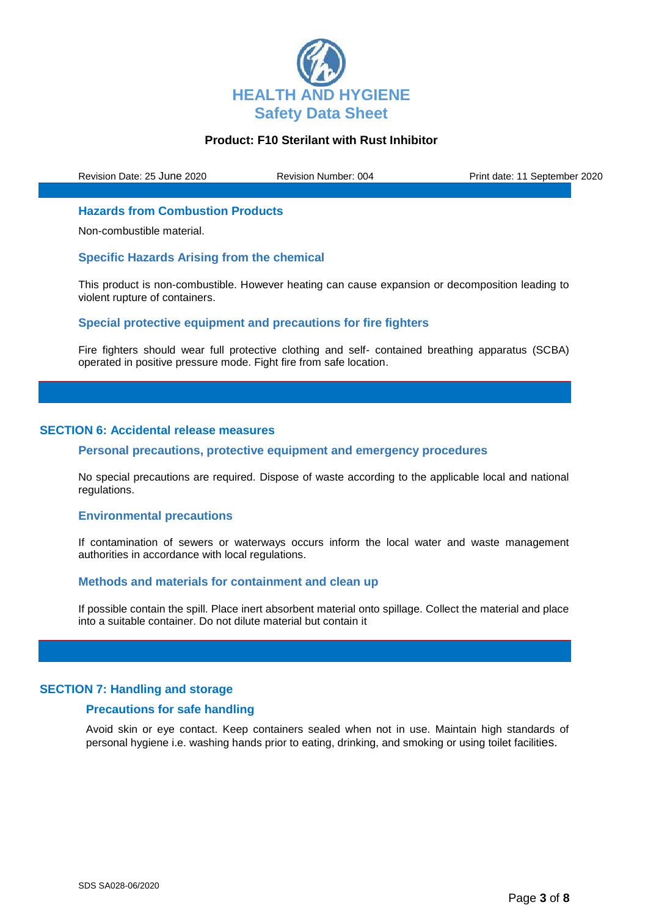### Hazards from Combustion Products

Non-combustible material.

### Specific Hazards Arising from the chemical

This product is non-combustible. However heating can cause expansion or decomposition leading to violent rupture of containers.

### Special protective equipment and precautions for fire fighters

Fire fighters should wear full protective clothing and self- contained breathing apparatus (SCBA) operated in positive pressure mode. Fight fire from safe location.

## SECTION 6: Accidental release measures

### Personal precautions, protective equipment and emergency procedures

No special precautions are required. Dispose of waste according to the applicable local and national regulations.

### Environmental precautions

If contamination of sewers or waterways occurs inform the local water and waste management authorities in accordance with local regulations.

### Methods and materials for containment and clean up

If possible contain the spill. Place inert absorbent material onto spillage. Collect the material and place into a suitable container. Do not dilute material but contain it

## SECTION 7: Handling and storage

### Precautions for safe handling

Avoid skin or eye contact. Keep containers sealed when not in use. Maintain high standards of personal hygiene i.e. washing hands prior to eating, drinking, and smoking or using toilet facilities.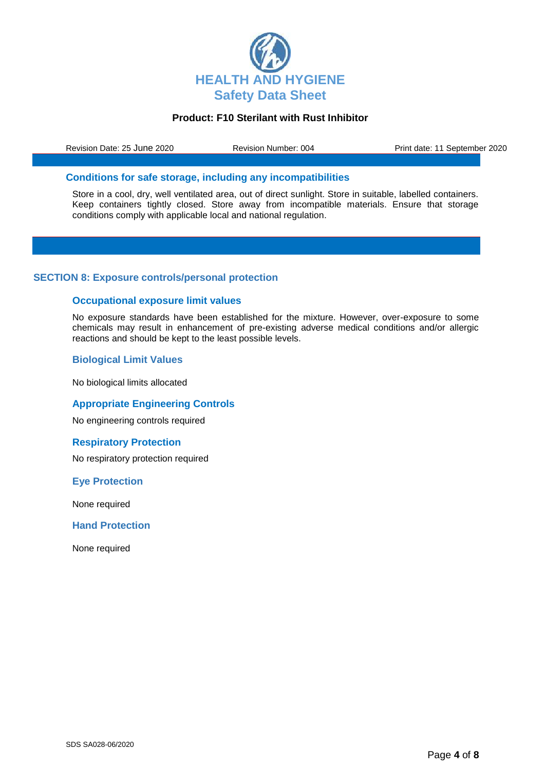### Conditions for safe storage, including any incompatibilities

Store in a cool, dry, well ventilated area, out of direct sunlight. Store in suitable, labelled containers. Keep containers tightly closed. Store away from incompatible materials. Ensure that storage conditions comply with applicable local and national regulation.

## SECTION 8: Exposure controls/personal protection

### Occupational exposure limit values

No exposure standards have been established for the mixture. However, over-exposure to some chemicals may result in enhancement of pre-existing adverse medical conditions and/or allergic reactions and should be kept to the least possible levels.

### Biological Limit Values

No biological limits allocated

### Appropriate Engineering Controls

No engineering controls required

### Respiratory Protection

No respiratory protection required

### Eye Protection

None required

### Hand Protection

None required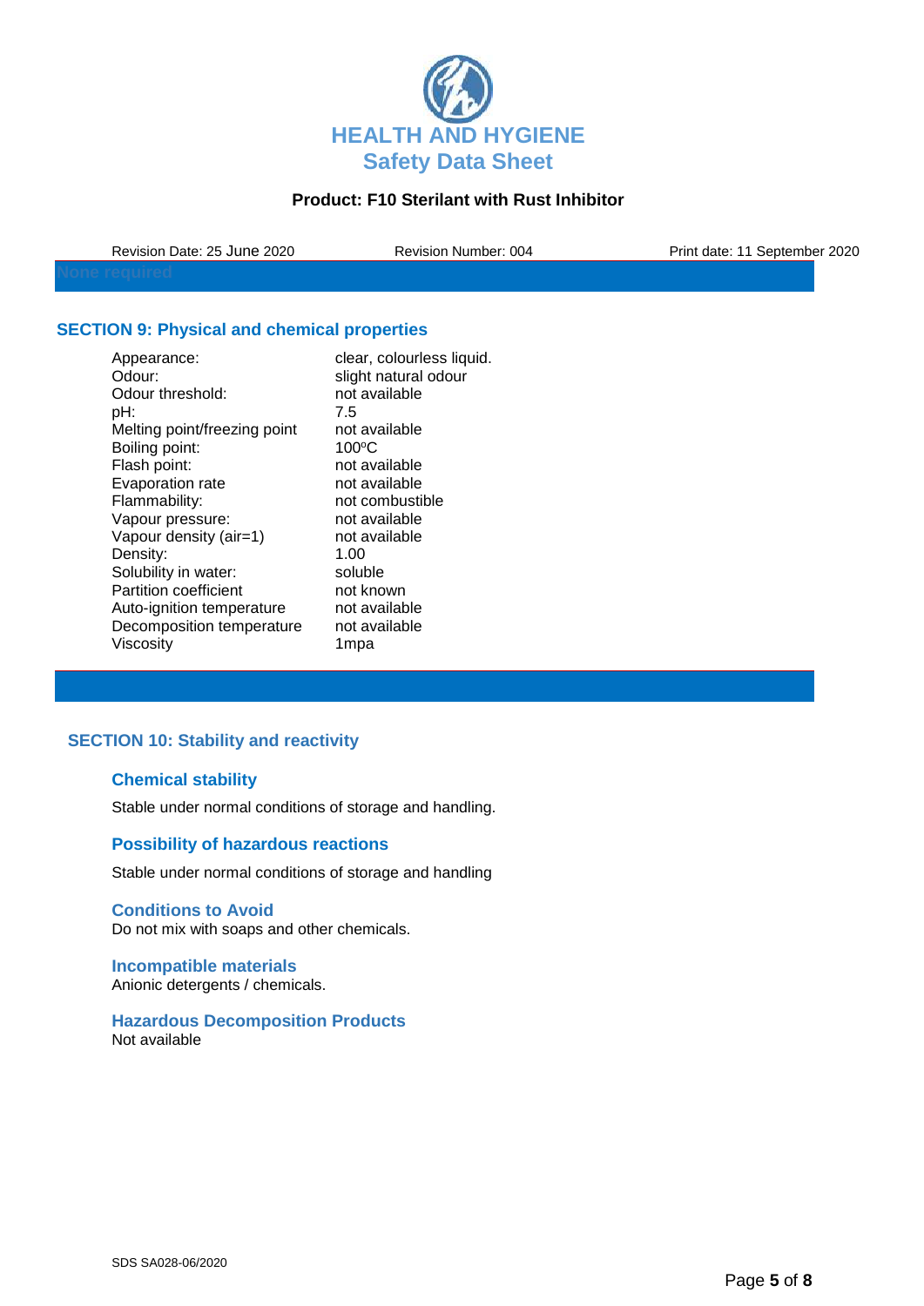None required

## SECTION 9: Physical and chemical properties

| Property | Value |
|---|---|
| Appearance: | clear, colourless liquid. |
| Odour: | slight natural odour |
| Odour threshold: | not available |
| pH: | 7.5 |
| Melting point/freezing point | not available |
| Boiling point: | 100ºC |
| Flash point: | not available |
| Evaporation rate | not available |
| Flammability: | not combustible |
| Vapour pressure: | not available |
| Vapour density (air=1) | not available |
| Density: | 1.00 |
| Solubility in water: | soluble |
| Partition coefficient | not known |
| Auto-ignition temperature | not available |
| Decomposition temperature | not available |
| Viscosity | 1mpa |

## SECTION 10: Stability and reactivity

### Chemical stability

Stable under normal conditions of storage and handling.

### Possibility of hazardous reactions

Stable under normal conditions of storage and handling

### Conditions to Avoid

Do not mix with soaps and other chemicals.

### Incompatible materials

Anionic detergents / chemicals.

### Hazardous Decomposition Products

Not available

SDS SA028-06/2020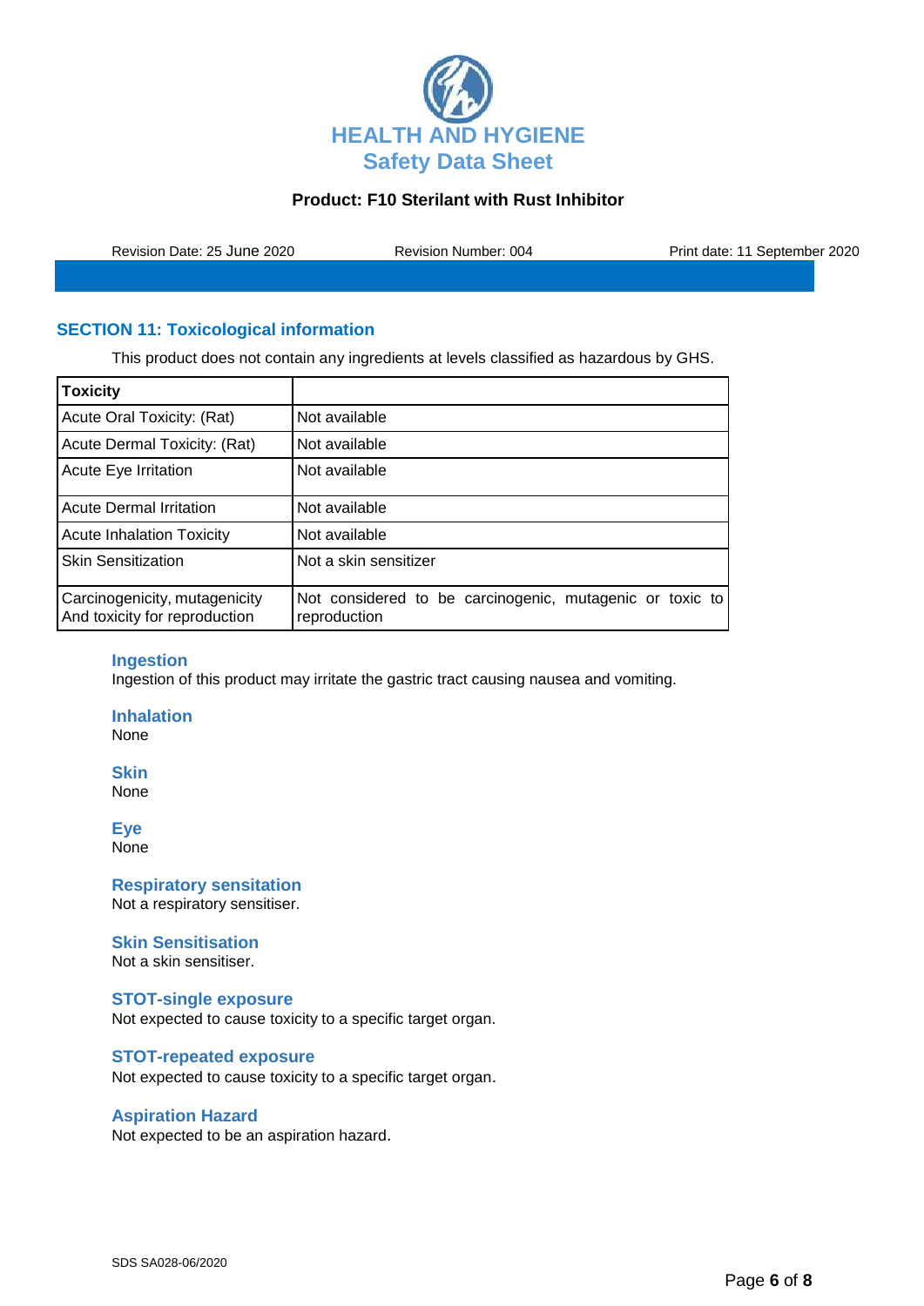## SECTION 11: Toxicological information

This product does not contain any ingredients at levels classified as hazardous by GHS.

| Toxicity | |
|---|---|
| Acute Oral Toxicity: (Rat) | Not available |
| Acute Dermal Toxicity: (Rat) | Not available |
| Acute Eye Irritation | Not available |
| Acute Dermal Irritation | Not available |
| Acute Inhalation Toxicity | Not available |
| Skin Sensitization | Not a skin sensitizer |
| Carcinogenicity, mutagenicity And toxicity for reproduction | Not considered to be carcinogenic, mutagenic or toxic to reproduction |

### Ingestion

Ingestion of this product may irritate the gastric tract causing nausea and vomiting.

### Inhalation

None

### Skin

None

### Eye

None

### Respiratory sensation

Not a respiratory sensitiser.

### Skin Sensitisation

Not a skin sensitiser.

### STOT-single exposure

Not expected to cause toxicity to a specific target organ.

### STOT-repeated exposure

Not expected to cause toxicity to a specific target organ.

### Aspiration Hazard

Not expected to be an aspiration hazard.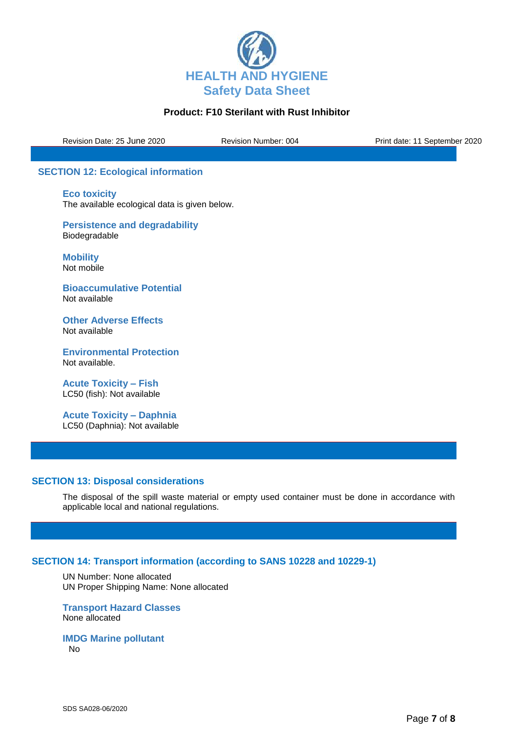## SECTION 12: Ecological information

### Eco toxicity
The available ecological data is given below.

### Persistence and degradability
Biodegradable

### Mobility
Not mobile

### Bioaccumulative Potential
Not available

### Other Adverse Effects
Not available

### Environmental Protection
Not available.

### Acute Toxicity – Fish
LC50 (fish): Not available

### Acute Toxicity – Daphnia
LC50 (Daphnia): Not available

## SECTION 13: Disposal considerations

The disposal of the spill waste material or empty used container must be done in accordance with applicable local and national regulations.

## SECTION 14: Transport information (according to SANS 10228 and 10229-1)

UN Number: None allocated
UN Proper Shipping Name: None allocated

### Transport Hazard Classes
None allocated

### IMDG Marine pollutant
No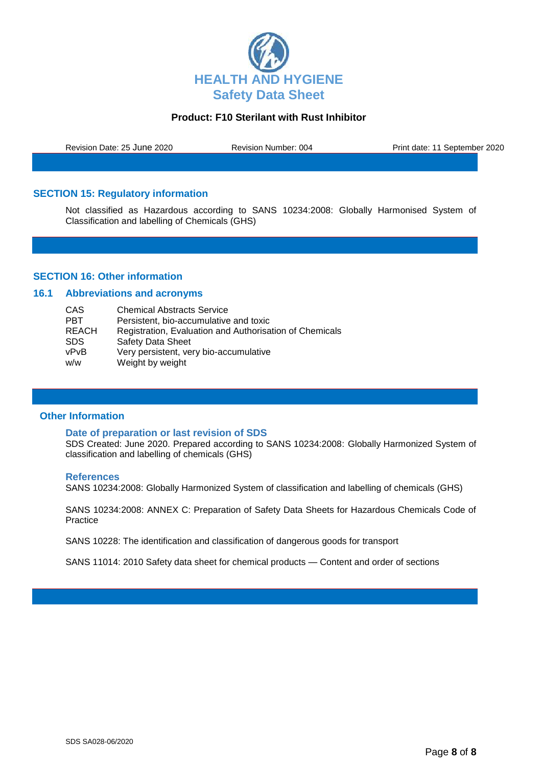## SECTION 15: Regulatory information

Not classified as Hazardous according to SANS 10234:2008: Globally Harmonised System of Classification and labelling of Chemicals (GHS)

## SECTION 16: Other information

### 16.1 Abbreviations and acronyms

| | |
|---|---|
| CAS | Chemical Abstracts Service |
| PBT | Persistent, bio-accumulative and toxic |
| REACH | Registration, Evaluation and Authorisation of Chemicals |
| SDS | Safety Data Sheet |
| vPvB | Very persistent, very bio-accumulative |
| w/w | Weight by weight |

### Other Information

#### Date of preparation or last revision of SDS

SDS Created: June 2020. Prepared according to SANS 10234:2008: Globally Harmonized System of classification and labelling of chemicals (GHS)

#### References

SANS 10234:2008: Globally Harmonized System of classification and labelling of chemicals (GHS)

SANS 10234:2008: ANNEX C: Preparation of Safety Data Sheets for Hazardous Chemicals Code of Practice

SANS 10228: The identification and classification of dangerous goods for transport

SANS 11014: 2010 Safety data sheet for chemical products — Content and order of sections